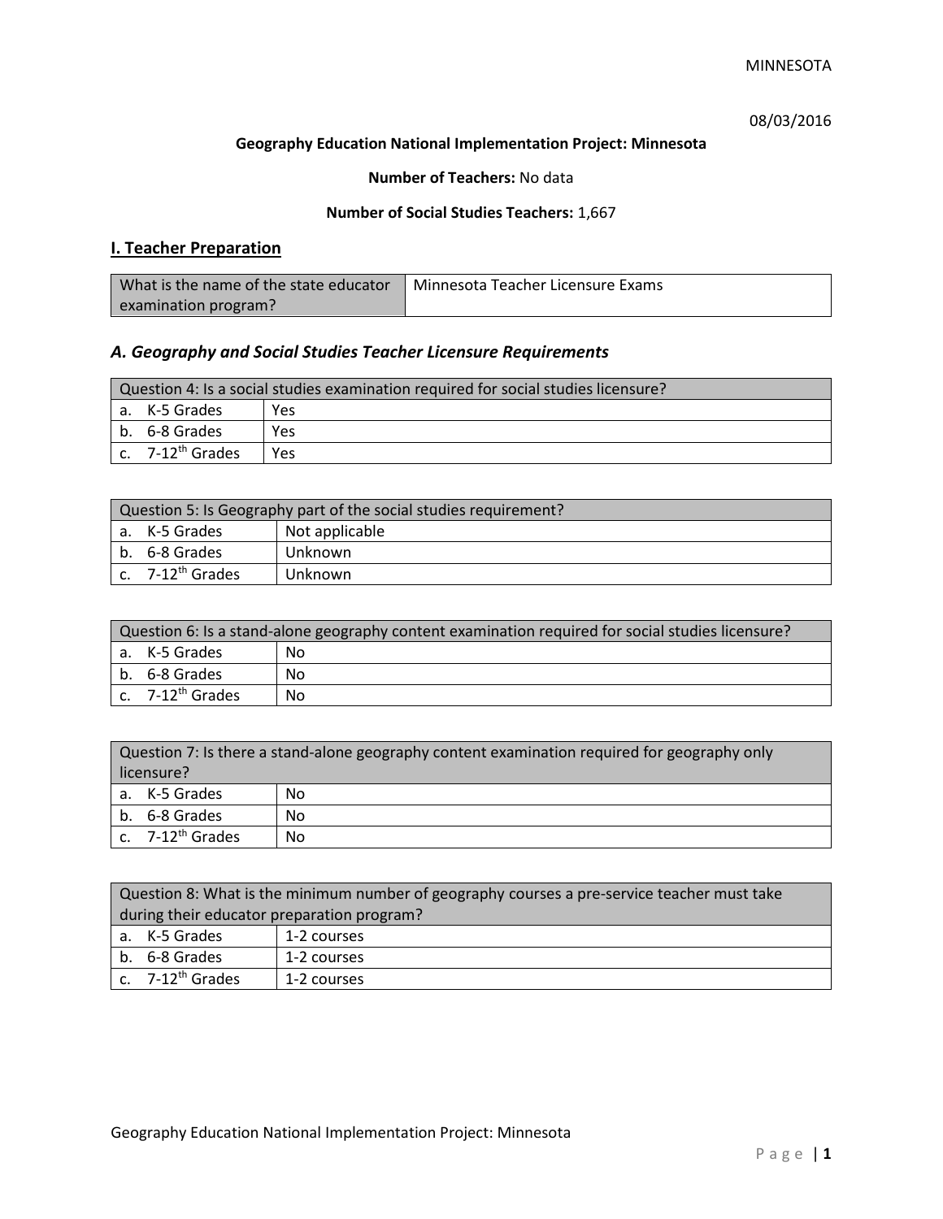08/03/2016

**Geography Education National Implementation Project: Minnesota**

**Number of Teachers:** No data

**Number of Social Studies Teachers:** 1,667

## I. Teacher Preparation

| What is the name of the state educator examination program? | Minnesota Teacher Licensure Exams |
|---|---|

### *A. Geography and Social Studies Teacher Licensure Requirements*

| Question 4: Is a social studies examination required for social studies licensure? | |
|---|---|
| a. K-5 Grades | Yes |
| b. 6-8 Grades | Yes |
| c. 7-12th Grades | Yes |

| Question 5: Is Geography part of the social studies requirement? | |
|---|---|
| a. K-5 Grades | Not applicable |
| b. 6-8 Grades | Unknown |
| c. 7-12th Grades | Unknown |

| Question 6: Is a stand-alone geography content examination required for social studies licensure? | |
|---|---|
| a. K-5 Grades | No |
| b. 6-8 Grades | No |
| c. 7-12th Grades | No |

| Question 7: Is there a stand-alone geography content examination required for geography only licensure? | |
|---|---|
| a. K-5 Grades | No |
| b. 6-8 Grades | No |
| c. 7-12th Grades | No |

| Question 8: What is the minimum number of geography courses a pre-service teacher must take during their educator preparation program? | |
|---|---|
| a. K-5 Grades | 1-2 courses |
| b. 6-8 Grades | 1-2 courses |
| c. 7-12th Grades | 1-2 courses |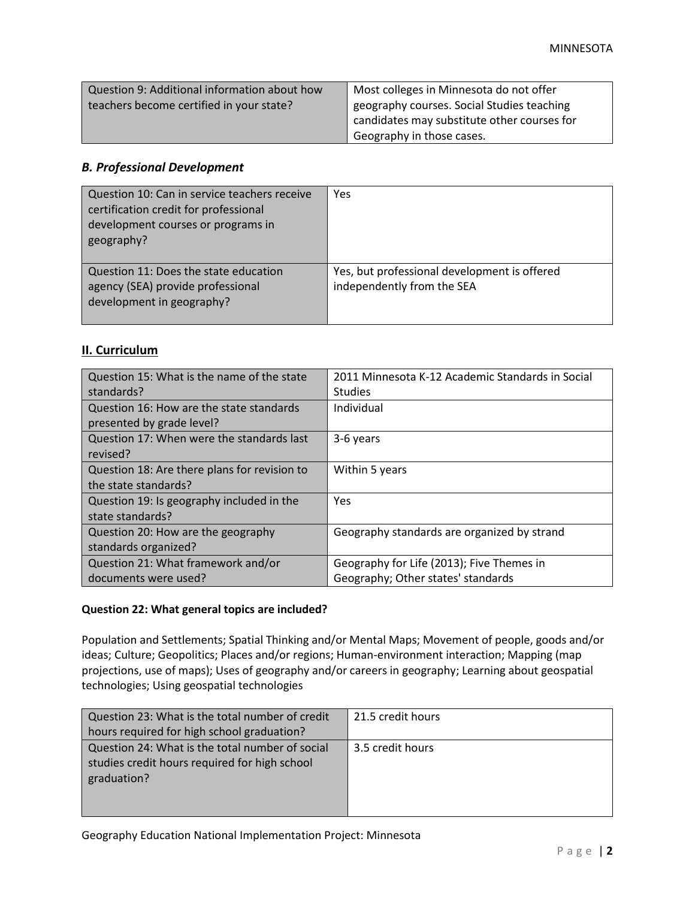| Question 9: Additional information about how teachers become certified in your state? | Most colleges in Minnesota do not offer geography courses. Social Studies teaching candidates may substitute other courses for Geography in those cases. |
|---|---|

### *B. Professional Development*

| Question 10: Can in service teachers receive certification credit for professional development courses or programs in geography? | Yes |
|---|---|
| Question 11: Does the state education agency (SEA) provide professional development in geography? | Yes, but professional development is offered independently from the SEA |

## II. Curriculum

| Question 15: What is the name of the state standards? | 2011 Minnesota K-12 Academic Standards in Social Studies |
|---|---|
| Question 16: How are the state standards presented by grade level? | Individual |
| Question 17: When were the standards last revised? | 3-6 years |
| Question 18: Are there plans for revision to the state standards? | Within 5 years |
| Question 19: Is geography included in the state standards? | Yes |
| Question 20: How are the geography standards organized? | Geography standards are organized by strand |
| Question 21: What framework and/or documents were used? | Geography for Life (2013); Five Themes in Geography; Other states' standards |

**Question 22: What general topics are included?**

Population and Settlements; Spatial Thinking and/or Mental Maps; Movement of people, goods and/or ideas; Culture; Geopolitics; Places and/or regions; Human-environment interaction; Mapping (map projections, use of maps); Uses of geography and/or careers in geography; Learning about geospatial technologies; Using geospatial technologies

| Question 23: What is the total number of credit hours required for high school graduation? | 21.5 credit hours |
|---|---|
| Question 24: What is the total number of social studies credit hours required for high school graduation? | 3.5 credit hours |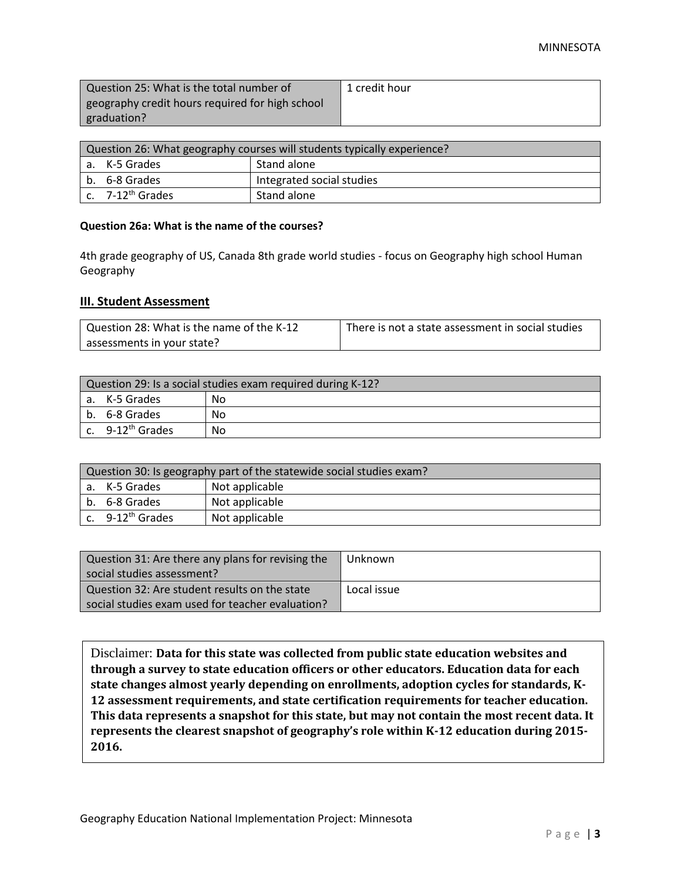| | |
|---|---|
| Question 25: What is the total number of geography credit hours required for high school graduation? | 1 credit hour |

| Question 26: What geography courses will students typically experience? | |
|---|---|
| a. K-5 Grades | Stand alone |
| b. 6-8 Grades | Integrated social studies |
| c. 7-12th Grades | Stand alone |

**Question 26a: What is the name of the courses?**

4th grade geography of US, Canada 8th grade world studies - focus on Geography high school Human Geography

## III. Student Assessment

| | |
|---|---|
| Question 28: What is the name of the K-12 assessments in your state? | There is not a state assessment in social studies |

| Question 29: Is a social studies exam required during K-12? | |
|---|---|
| a. K-5 Grades | No |
| b. 6-8 Grades | No |
| c. 9-12th Grades | No |

| Question 30: Is geography part of the statewide social studies exam? | |
|---|---|
| a. K-5 Grades | Not applicable |
| b. 6-8 Grades | Not applicable |
| c. 9-12th Grades | Not applicable |

| | |
|---|---|
| Question 31: Are there any plans for revising the social studies assessment? | Unknown |
| Question 32: Are student results on the state social studies exam used for teacher evaluation? | Local issue |

Disclaimer: **Data for this state was collected from public state education websites and through a survey to state education officers or other educators. Education data for each state changes almost yearly depending on enrollments, adoption cycles for standards, K-12 assessment requirements, and state certification requirements for teacher education. This data represents a snapshot for this state, but may not contain the most recent data. It represents the clearest snapshot of geography's role within K-12 education during 2015-2016.**